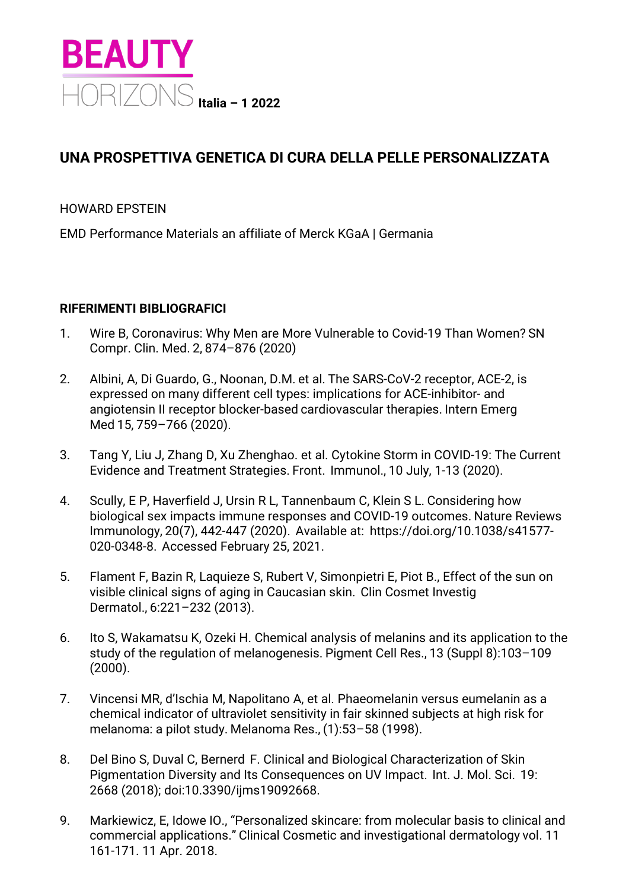# BEAUTY HORIZONS Italia – 1 2022

## UNA PROSPETTIVA GENETICA DI CURA DELLA PELLE PERSONALIZZATA

HOWARD EPSTEIN

EMD Performance Materials an affiliate of Merck KGaA | Germania

### RIFERIMENTI BIBLIOGRAFICI

1. Wire B, Coronavirus: Why Men are More Vulnerable to Covid-19 Than Women? SN Compr. Clin. Med. 2, 874–876 (2020)

2. Albini, A, Di Guardo, G., Noonan, D.M. et al. The SARS-CoV-2 receptor, ACE-2, is expressed on many different cell types: implications for ACE-inhibitor- and angiotensin II receptor blocker-based cardiovascular therapies. Intern Emerg Med 15, 759–766 (2020).

3. Tang Y, Liu J, Zhang D, Xu Zhenghao. et al. Cytokine Storm in COVID-19: The Current Evidence and Treatment Strategies. Front. Immunol., 10 July, 1-13 (2020).

4. Scully, E P, Haverfield J, Ursin R L, Tannenbaum C, Klein S L. Considering how biological sex impacts immune responses and COVID-19 outcomes. Nature Reviews Immunology, 20(7), 442-447 (2020). Available at: https://doi.org/10.1038/s41577-020-0348-8. Accessed February 25, 2021.

5. Flament F, Bazin R, Laquieze S, Rubert V, Simonpietri E, Piot B., Effect of the sun on visible clinical signs of aging in Caucasian skin. Clin Cosmet Investig Dermatol., 6:221–232 (2013).

6. Ito S, Wakamatsu K, Ozeki H. Chemical analysis of melanins and its application to the study of the regulation of melanogenesis. Pigment Cell Res., 13 (Suppl 8):103–109 (2000).

7. Vincensi MR, d'Ischia M, Napolitano A, et al. Phaeomelanin versus eumelanin as a chemical indicator of ultraviolet sensitivity in fair skinned subjects at high risk for melanoma: a pilot study. Melanoma Res., (1):53–58 (1998).

8. Del Bino S, Duval C, Bernerd F. Clinical and Biological Characterization of Skin Pigmentation Diversity and Its Consequences on UV Impact. Int. J. Mol. Sci. 19: 2668 (2018); doi:10.3390/ijms19092668.

9. Markiewicz, E, Idowe IO., "Personalized skincare: from molecular basis to clinical and commercial applications." Clinical Cosmetic and investigational dermatology vol. 11 161-171. 11 Apr. 2018.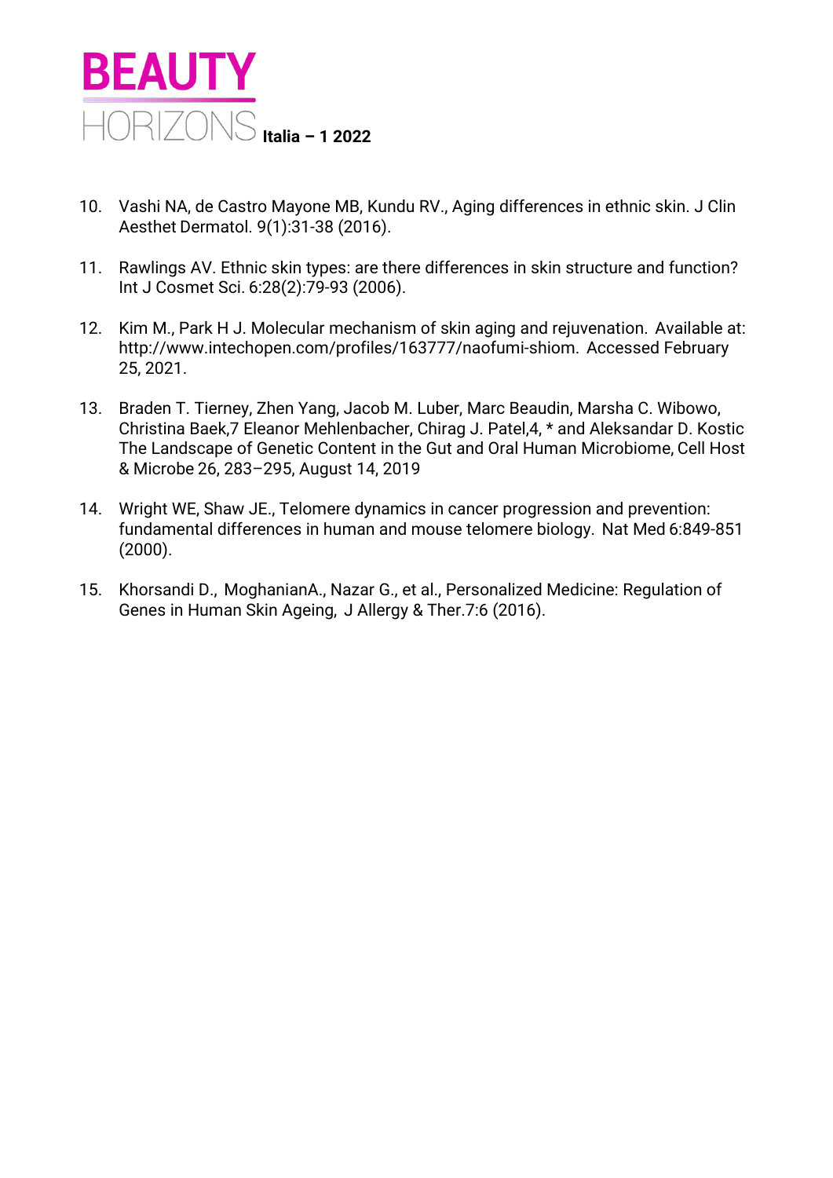10. Vashi NA, de Castro Mayone MB, Kundu RV., Aging differences in ethnic skin. J Clin Aesthet Dermatol. 9(1):31-38 (2016).

11. Rawlings AV. Ethnic skin types: are there differences in skin structure and function? Int J Cosmet Sci. 6:28(2):79-93 (2006).

12. Kim M., Park H J. Molecular mechanism of skin aging and rejuvenation. Available at: http://www.intechopen.com/profiles/163777/naofumi-shiom. Accessed February 25, 2021.

13. Braden T. Tierney, Zhen Yang, Jacob M. Luber, Marc Beaudin, Marsha C. Wibowo, Christina Baek,7 Eleanor Mehlenbacher, Chirag J. Patel,4, * and Aleksandar D. Kostic The Landscape of Genetic Content in the Gut and Oral Human Microbiome, Cell Host & Microbe 26, 283–295, August 14, 2019

14. Wright WE, Shaw JE., Telomere dynamics in cancer progression and prevention: fundamental differences in human and mouse telomere biology. Nat Med 6:849-851 (2000).

15. Khorsandi D., MoghanianA., Nazar G., et al., Personalized Medicine: Regulation of Genes in Human Skin Ageing, J Allergy & Ther.7:6 (2016).